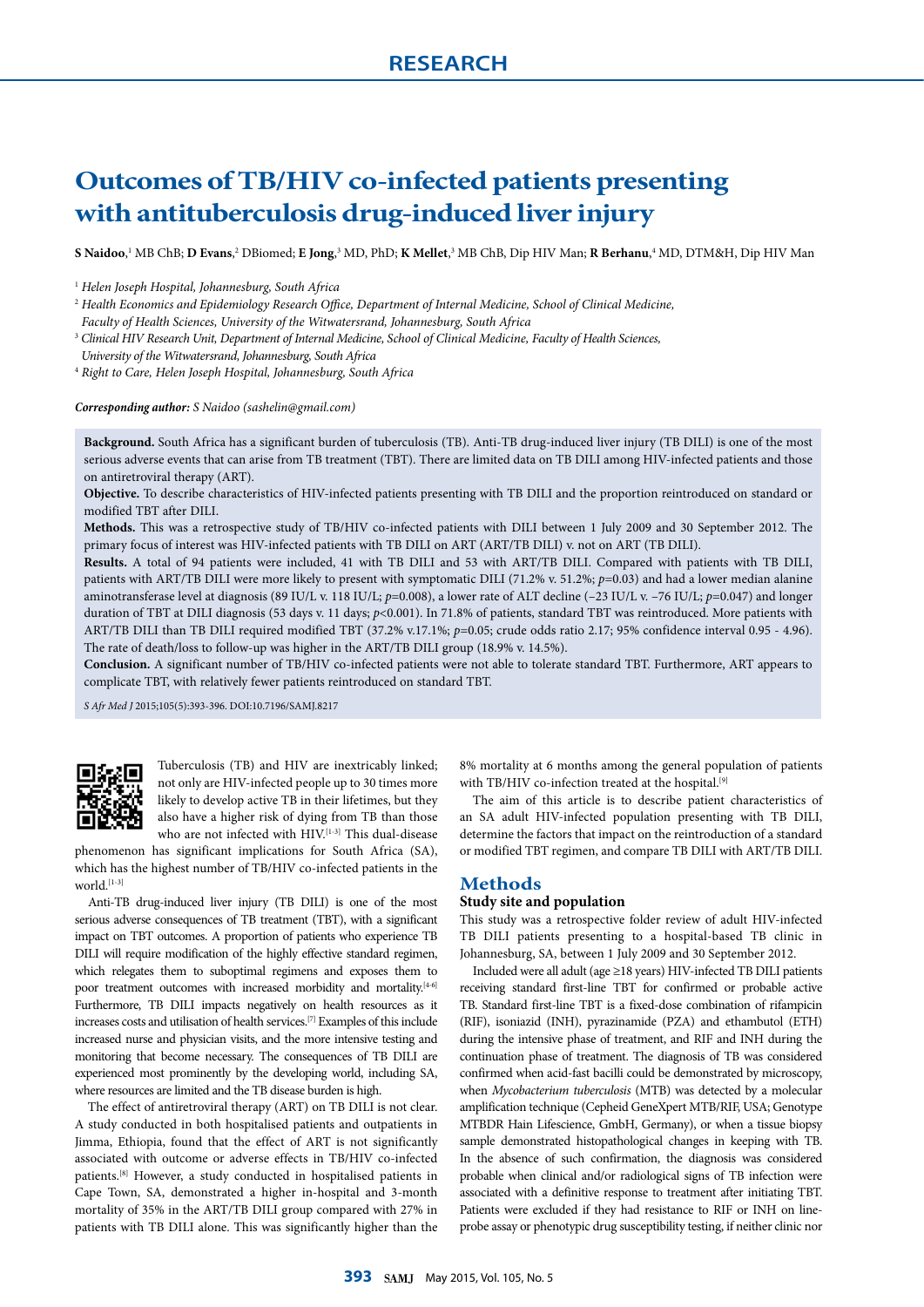RESEARCH

# Outcomes of TB/HIV co-infected patients presenting with antituberculosis drug-induced liver injury

**S Naidoo**,[1] MB ChB; **D Evans**,[2] DBiomed; **E Jong**,[3] MD, PhD; **K Mellet**,[3] MB ChB, Dip HIV Man; **R Berhanu**,[4] MD, DTM&H, Dip HIV Man

[1] *Helen Joseph Hospital, Johannesburg, South Africa*

[2] *Health Economics and Epidemiology Research Office, Department of Internal Medicine, School of Clinical Medicine, Faculty of Health Sciences, University of the Witwatersrand, Johannesburg, South Africa*

[3] *Clinical HIV Research Unit, Department of Internal Medicine, School of Clinical Medicine, Faculty of Health Sciences, University of the Witwatersrand, Johannesburg, South Africa*

[4] *Right to Care, Helen Joseph Hospital, Johannesburg, South Africa*

***Corresponding author:*** *S Naidoo (sashelin@gmail.com)*

**Background.** South Africa has a significant burden of tuberculosis (TB). Anti-TB drug-induced liver injury (TB DILI) is one of the most serious adverse events that can arise from TB treatment (TBT). There are limited data on TB DILI among HIV-infected patients and those on antiretroviral therapy (ART).

**Objective.** To describe characteristics of HIV-infected patients presenting with TB DILI and the proportion reintroduced on standard or modified TBT after DILI.

**Methods.** This was a retrospective study of TB/HIV co-infected patients with DILI between 1 July 2009 and 30 September 2012. The primary focus of interest was HIV-infected patients with TB DILI on ART (ART/TB DILI) v. not on ART (TB DILI).

**Results.** A total of 94 patients were included, 41 with TB DILI and 53 with ART/TB DILI. Compared with patients with TB DILI, patients with ART/TB DILI were more likely to present with symptomatic DILI (71.2% v. 51.2%; $p$=0.03) and had a lower median alanine aminotransferase level at diagnosis (89 IU/L v. 118 IU/L; $p$=0.008), a lower rate of ALT decline (–23 IU/L v. –76 IU/L; $p$=0.047) and longer duration of TBT at DILI diagnosis (53 days v. 11 days; $p$<0.001). In 71.8% of patients, standard TBT was reintroduced. More patients with ART/TB DILI than TB DILI required modified TBT (37.2% v.17.1%; $p$=0.05; crude odds ratio 2.17; 95% confidence interval 0.95 - 4.96). The rate of death/loss to follow-up was higher in the ART/TB DILI group (18.9% v. 14.5%).

**Conclusion.** A significant number of TB/HIV co-infected patients were not able to tolerate standard TBT. Furthermore, ART appears to complicate TBT, with relatively fewer patients reintroduced on standard TBT.

*S Afr Med J* 2015;105(5):393-396. DOI:10.7196/SAMJ.8217

Tuberculosis (TB) and HIV are inextricably linked; not only are HIV-infected people up to 30 times more likely to develop active TB in their lifetimes, but they also have a higher risk of dying from TB than those who are not infected with HIV.[1-3] This dual-disease phenomenon has significant implications for South Africa (SA), which has the highest number of TB/HIV co-infected patients in the world.[1-3]

Anti-TB drug-induced liver injury (TB DILI) is one of the most serious adverse consequences of TB treatment (TBT), with a significant impact on TBT outcomes. A proportion of patients who experience TB DILI will require modification of the highly effective standard regimen, which relegates them to suboptimal regimens and exposes them to poor treatment outcomes with increased morbidity and mortality.[4-6] Furthermore, TB DILI impacts negatively on health resources as it increases costs and utilisation of health services.[7] Examples of this include increased nurse and physician visits, and the more intensive testing and monitoring that become necessary. The consequences of TB DILI are experienced most prominently by the developing world, including SA, where resources are limited and the TB disease burden is high.

The effect of antiretroviral therapy (ART) on TB DILI is not clear. A study conducted in both hospitalised patients and outpatients in Jimma, Ethiopia, found that the effect of ART is not significantly associated with outcome or adverse effects in TB/HIV co-infected patients.[8] However, a study conducted in hospitalised patients in Cape Town, SA, demonstrated a higher in-hospital and 3-month mortality of 35% in the ART/TB DILI group compared with 27% in patients with TB DILI alone. This was significantly higher than the 8% mortality at 6 months among the general population of patients with TB/HIV co-infection treated at the hospital.[9]

The aim of this article is to describe patient characteristics of an SA adult HIV-infected population presenting with TB DILI, determine the factors that impact on the reintroduction of a standard or modified TBT regimen, and compare TB DILI with ART/TB DILI.

## Methods

### Study site and population

This study was a retrospective folder review of adult HIV-infected TB DILI patients presenting to a hospital-based TB clinic in Johannesburg, SA, between 1 July 2009 and 30 September 2012.

Included were all adult (age ≥18 years) HIV-infected TB DILI patients receiving standard first-line TBT for confirmed or probable active TB. Standard first-line TBT is a fixed-dose combination of rifampicin (RIF), isoniazid (INH), pyrazinamide (PZA) and ethambutol (ETH) during the intensive phase of treatment, and RIF and INH during the continuation phase of treatment. The diagnosis of TB was considered confirmed when acid-fast bacilli could be demonstrated by microscopy, when *Mycobacterium tuberculosis* (MTB) was detected by a molecular amplification technique (Cepheid GeneXpert MTB/RIF, USA; Genotype MTBDR Hain Lifescience, GmbH, Germany), or when a tissue biopsy sample demonstrated histopathological changes in keeping with TB. In the absence of such confirmation, the diagnosis was considered probable when clinical and/or radiological signs of TB infection were associated with a definitive response to treatment after initiating TBT. Patients were excluded if they had resistance to RIF or INH on line-probe assay or phenotypic drug susceptibility testing, if neither clinic nor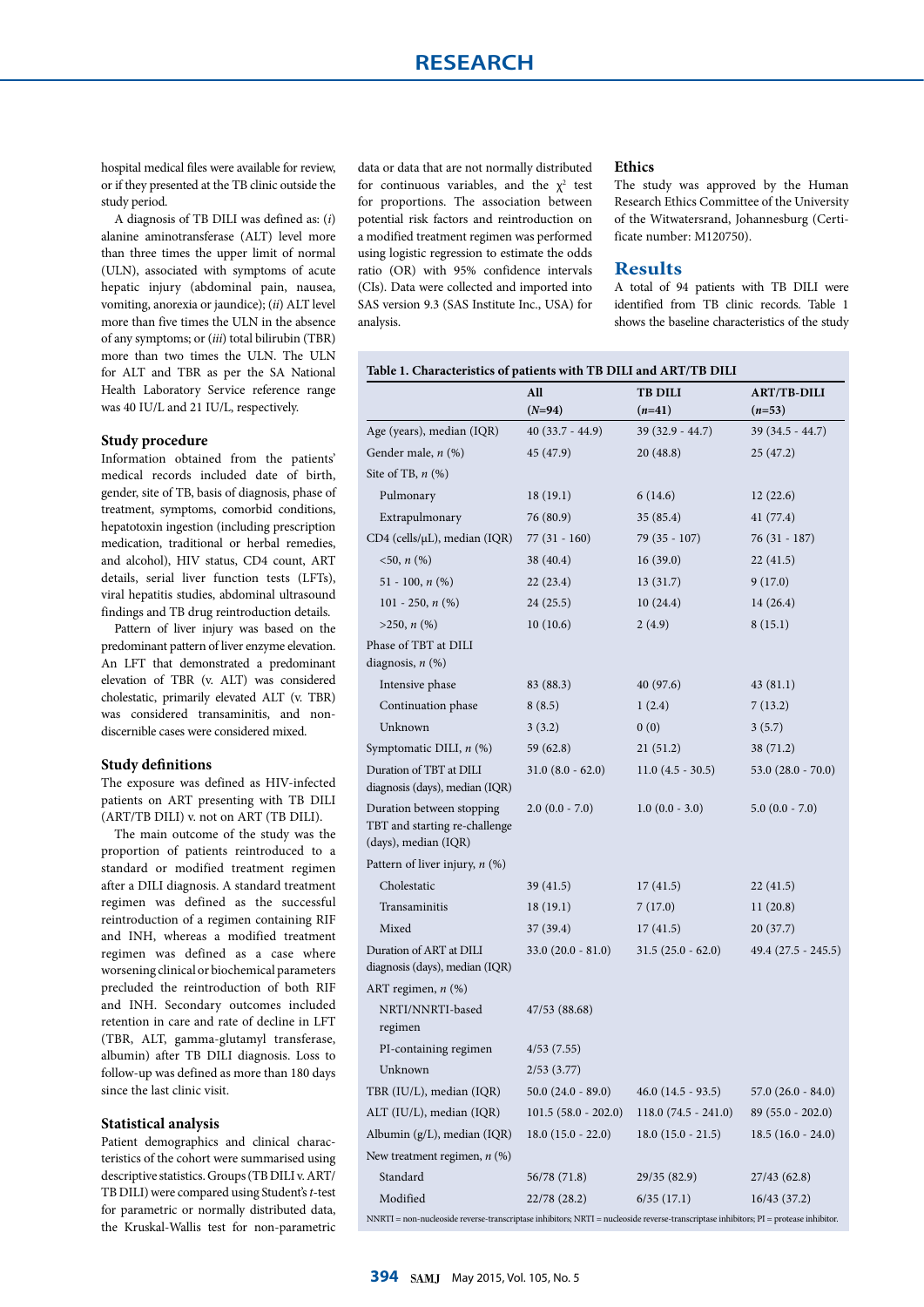hospital medical files were available for review, or if they presented at the TB clinic outside the study period.

A diagnosis of TB DILI was defined as: (*i*) alanine aminotransferase (ALT) level more than three times the upper limit of normal (ULN), associated with symptoms of acute hepatic injury (abdominal pain, nausea, vomiting, anorexia or jaundice); (*ii*) ALT level more than five times the ULN in the absence of any symptoms; or (*iii*) total bilirubin (TBR) more than two times the ULN. The ULN for ALT and TBR as per the SA National Health Laboratory Service reference range was 40 IU/L and 21 IU/L, respectively.

### Study procedure

Information obtained from the patients' medical records included date of birth, gender, site of TB, basis of diagnosis, phase of treatment, symptoms, comorbid conditions, hepatotoxin ingestion (including prescription medication, traditional or herbal remedies, and alcohol), HIV status, CD4 count, ART details, serial liver function tests (LFTs), viral hepatitis studies, abdominal ultrasound findings and TB drug reintroduction details.

Pattern of liver injury was based on the predominant pattern of liver enzyme elevation. An LFT that demonstrated a predominant elevation of TBR (v. ALT) was considered cholestatic, primarily elevated ALT (v. TBR) was considered transaminitis, and non-discernible cases were considered mixed.

### Study definitions

The exposure was defined as HIV-infected patients on ART presenting with TB DILI (ART/TB DILI) v. not on ART (TB DILI).

The main outcome of the study was the proportion of patients reintroduced to a standard or modified treatment regimen after a DILI diagnosis. A standard treatment regimen was defined as the successful reintroduction of a regimen containing RIF and INH, whereas a modified treatment regimen was defined as a case where worsening clinical or biochemical parameters precluded the reintroduction of both RIF and INH. Secondary outcomes included retention in care and rate of decline in LFT (TBR, ALT, gamma-glutamyl transferase, albumin) after TB DILI diagnosis. Loss to follow-up was defined as more than 180 days since the last clinic visit.

### Statistical analysis

Patient demographics and clinical characteristics of the cohort were summarised using descriptive statistics. Groups (TB DILI v. ART/TB DILI) were compared using Student's *t*-test for parametric or normally distributed data, the Kruskal-Wallis test for non-parametric data or data that are not normally distributed for continuous variables, and the $\chi^2$ test for proportions. The association between potential risk factors and reintroduction on a modified treatment regimen was performed using logistic regression to estimate the odds ratio (OR) with 95% confidence intervals (CIs). Data were collected and imported into SAS version 9.3 (SAS Institute Inc., USA) for analysis.

### Ethics

The study was approved by the Human Research Ethics Committee of the University of the Witwatersrand, Johannesburg (Certificate number: M120750).

## Results

A total of 94 patients with TB DILI were identified from TB clinic records. Table 1 shows the baseline characteristics of the study

**Table 1. Characteristics of patients with TB DILI and ART/TB DILI**

| | All (*N*=94) | TB DILI (*n*=41) | ART/TB-DILI (*n*=53) |
|---|---|---|---|
| Age (years), median (IQR) | 40 (33.7 - 44.9) | 39 (32.9 - 44.7) | 39 (34.5 - 44.7) |
| Gender male, *n* (%) | 45 (47.9) | 20 (48.8) | 25 (47.2) |
| Site of TB, *n* (%) | | | |
| Pulmonary | 18 (19.1) | 6 (14.6) | 12 (22.6) |
| Extrapulmonary | 76 (80.9) | 35 (85.4) | 41 (77.4) |
| CD4 (cells/µL), median (IQR) | 77 (31 - 160) | 79 (35 - 107) | 76 (31 - 187) |
| <50, *n* (%) | 38 (40.4) | 16 (39.0) | 22 (41.5) |
| 51 - 100, *n* (%) | 22 (23.4) | 13 (31.7) | 9 (17.0) |
| 101 - 250, *n* (%) | 24 (25.5) | 10 (24.4) | 14 (26.4) |
| >250, *n* (%) | 10 (10.6) | 2 (4.9) | 8 (15.1) |
| Phase of TBT at DILI diagnosis, *n* (%) | | | |
| Intensive phase | 83 (88.3) | 40 (97.6) | 43 (81.1) |
| Continuation phase | 8 (8.5) | 1 (2.4) | 7 (13.2) |
| Unknown | 3 (3.2) | 0 (0) | 3 (5.7) |
| Symptomatic DILI, *n* (%) | 59 (62.8) | 21 (51.2) | 38 (71.2) |
| Duration of TBT at DILI diagnosis (days), median (IQR) | 31.0 (8.0 - 62.0) | 11.0 (4.5 - 30.5) | 53.0 (28.0 - 70.0) |
| Duration between stopping TBT and starting re-challenge (days), median (IQR) | 2.0 (0.0 - 7.0) | 1.0 (0.0 - 3.0) | 5.0 (0.0 - 7.0) |
| Pattern of liver injury, *n* (%) | | | |
| Cholestatic | 39 (41.5) | 17 (41.5) | 22 (41.5) |
| Transaminitis | 18 (19.1) | 7 (17.0) | 11 (20.8) |
| Mixed | 37 (39.4) | 17 (41.5) | 20 (37.7) |
| Duration of ART at DILI diagnosis (days), median (IQR) | 33.0 (20.0 - 81.0) | 31.5 (25.0 - 62.0) | 49.4 (27.5 - 245.5) |
| ART regimen, *n* (%) | | | |
| NRTI/NNRTI-based regimen | 47/53 (88.68) | | |
| PI-containing regimen | 4/53 (7.55) | | |
| Unknown | 2/53 (3.77) | | |
| TBR (IU/L), median (IQR) | 50.0 (24.0 - 89.0) | 46.0 (14.5 - 93.5) | 57.0 (26.0 - 84.0) |
| ALT (IU/L), median (IQR) | 101.5 (58.0 - 202.0) | 118.0 (74.5 - 241.0) | 89 (55.0 - 202.0) |
| Albumin (g/L), median (IQR) | 18.0 (15.0 - 22.0) | 18.0 (15.0 - 21.5) | 18.5 (16.0 - 24.0) |
| New treatment regimen, *n* (%) | | | |
| Standard | 56/78 (71.8) | 29/35 (82.9) | 27/43 (62.8) |
| Modified | 22/78 (28.2) | 6/35 (17.1) | 16/43 (37.2) |

NNRTI = non-nucleoside reverse-transcriptase inhibitors; NRTI = nucleoside reverse-transcriptase inhibitors; PI = protease inhibitor.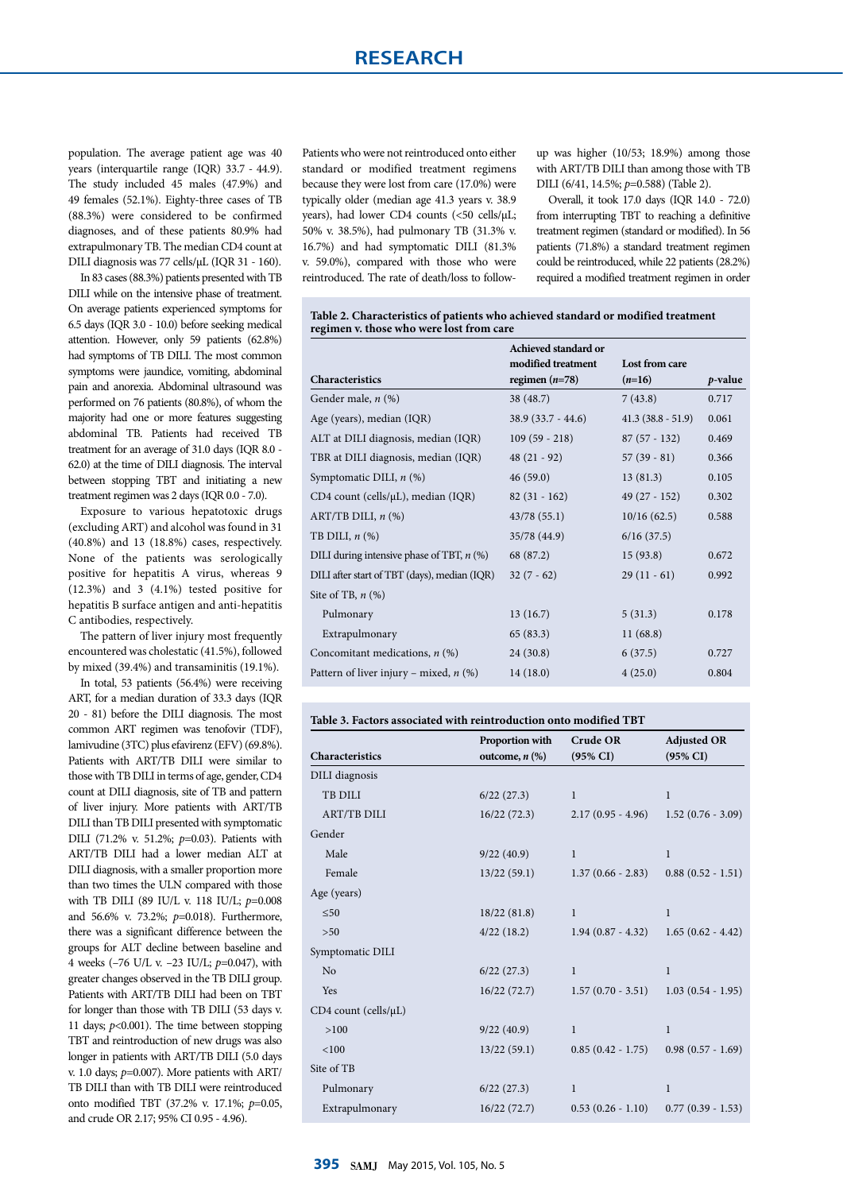population. The average patient age was 40 years (interquartile range (IQR) 33.7 - 44.9). The study included 45 males (47.9%) and 49 females (52.1%). Eighty-three cases of TB (88.3%) were considered to be confirmed diagnoses, and of these patients 80.9% had extrapulmonary TB. The median CD4 count at DILI diagnosis was 77 cells/µL (IQR 31 - 160).

In 83 cases (88.3%) patients presented with TB DILI while on the intensive phase of treatment. On average patients experienced symptoms for 6.5 days (IQR 3.0 - 10.0) before seeking medical attention. However, only 59 patients (62.8%) had symptoms of TB DILI. The most common symptoms were jaundice, vomiting, abdominal pain and anorexia. Abdominal ultrasound was performed on 76 patients (80.8%), of whom the majority had one or more features suggesting abdominal TB. Patients had received TB treatment for an average of 31.0 days (IQR 8.0 - 62.0) at the time of DILI diagnosis. The interval between stopping TBT and initiating a new treatment regimen was 2 days (IQR 0.0 - 7.0).

Exposure to various hepatotoxic drugs (excluding ART) and alcohol was found in 31 (40.8%) and 13 (18.8%) cases, respectively. None of the patients was serologically positive for hepatitis A virus, whereas 9 (12.3%) and 3 (4.1%) tested positive for hepatitis B surface antigen and anti-hepatitis C antibodies, respectively.

The pattern of liver injury most frequently encountered was cholestatic (41.5%), followed by mixed (39.4%) and transaminitis (19.1%).

In total, 53 patients (56.4%) were receiving ART, for a median duration of 33.3 days (IQR 20 - 81) before the DILI diagnosis. The most common ART regimen was tenofovir (TDF), lamivudine (3TC) plus efavirenz (EFV) (69.8%). Patients with ART/TB DILI were similar to those with TB DILI in terms of age, gender, CD4 count at DILI diagnosis, site of TB and pattern of liver injury. More patients with ART/TB DILI than TB DILI presented with symptomatic DILI (71.2% v. 51.2%; $p$=0.03). Patients with ART/TB DILI had a lower median ALT at DILI diagnosis, with a smaller proportion more than two times the ULN compared with those with TB DILI (89 IU/L v. 118 IU/L; $p$=0.008 and 56.6% v. 73.2%; $p$=0.018). Furthermore, there was a significant difference between the groups for ALT decline between baseline and 4 weeks (–76 U/L v. –23 IU/L; $p$=0.047), with greater changes observed in the TB DILI group. Patients with ART/TB DILI had been on TBT for longer than those with TB DILI (53 days v. 11 days; $p$<0.001). The time between stopping TBT and reintroduction of new drugs was also longer in patients with ART/TB DILI (5.0 days v. 1.0 days; $p$=0.007). More patients with ART/TB DILI than with TB DILI were reintroduced onto modified TBT (37.2% v. 17.1%; $p$=0.05, and crude OR 2.17; 95% CI 0.95 - 4.96).

Patients who were not reintroduced onto either standard or modified treatment regimens because they were lost from care (17.0%) were typically older (median age 41.3 years v. 38.9 years), had lower CD4 counts (<50 cells/µL; 50% v. 38.5%), had pulmonary TB (31.3% v. 16.7%) and had symptomatic DILI (81.3% v. 59.0%), compared with those who were reintroduced. The rate of death/loss to follow-up was higher (10/53; 18.9%) among those with ART/TB DILI than among those with TB DILI (6/41, 14.5%; $p$=0.588) (Table 2).

Overall, it took 17.0 days (IQR 14.0 - 72.0) from interrupting TBT to reaching a definitive treatment regimen (standard or modified). In 56 patients (71.8%) a standard treatment regimen could be reintroduced, while 22 patients (28.2%) required a modified treatment regimen in order

**Table 2. Characteristics of patients who achieved standard or modified treatment regimen v. those who were lost from care**

| Characteristics | Achieved standard or modified treatment regimen ($n$=78) | Lost from care ($n$=16) | $p$-value |
|---|---|---|---|
| Gender male, $n$ (%) | 38 (48.7) | 7 (43.8) | 0.717 |
| Age (years), median (IQR) | 38.9 (33.7 - 44.6) | 41.3 (38.8 - 51.9) | 0.061 |
| ALT at DILI diagnosis, median (IQR) | 109 (59 - 218) | 87 (57 - 132) | 0.469 |
| TBR at DILI diagnosis, median (IQR) | 48 (21 - 92) | 57 (39 - 81) | 0.366 |
| Symptomatic DILI, $n$ (%) | 46 (59.0) | 13 (81.3) | 0.105 |
| CD4 count (cells/µL), median (IQR) | 82 (31 - 162) | 49 (27 - 152) | 0.302 |
| ART/TB DILI, $n$ (%) | 43/78 (55.1) | 10/16 (62.5) | 0.588 |
| TB DILI, $n$ (%) | 35/78 (44.9) | 6/16 (37.5) | |
| DILI during intensive phase of TBT, $n$ (%) | 68 (87.2) | 15 (93.8) | 0.672 |
| DILI after start of TBT (days), median (IQR) | 32 (7 - 62) | 29 (11 - 61) | 0.992 |
| Site of TB, $n$ (%) | | | |
| Pulmonary | 13 (16.7) | 5 (31.3) | 0.178 |
| Extrapulmonary | 65 (83.3) | 11 (68.8) | |
| Concomitant medications, $n$ (%) | 24 (30.8) | 6 (37.5) | 0.727 |
| Pattern of liver injury – mixed, $n$ (%) | 14 (18.0) | 4 (25.0) | 0.804 |

**Table 3. Factors associated with reintroduction onto modified TBT**

| Characteristics | Proportion with outcome, $n$ (%) | Crude OR (95% CI) | Adjusted OR (95% CI) |
|---|---|---|---|
| DILI diagnosis | | | |
| TB DILI | 6/22 (27.3) | 1 | 1 |
| ART/TB DILI | 16/22 (72.3) | 2.17 (0.95 - 4.96) | 1.52 (0.76 - 3.09) |
| Gender | | | |
| Male | 9/22 (40.9) | 1 | 1 |
| Female | 13/22 (59.1) | 1.37 (0.66 - 2.83) | 0.88 (0.52 - 1.51) |
| Age (years) | | | |
| ≤50 | 18/22 (81.8) | 1 | 1 |
| >50 | 4/22 (18.2) | 1.94 (0.87 - 4.32) | 1.65 (0.62 - 4.42) |
| Symptomatic DILI | | | |
| No | 6/22 (27.3) | 1 | 1 |
| Yes | 16/22 (72.7) | 1.57 (0.70 - 3.51) | 1.03 (0.54 - 1.95) |
| CD4 count (cells/µL) | | | |
| >100 | 9/22 (40.9) | 1 | 1 |
| <100 | 13/22 (59.1) | 0.85 (0.42 - 1.75) | 0.98 (0.57 - 1.69) |
| Site of TB | | | |
| Pulmonary | 6/22 (27.3) | 1 | 1 |
| Extrapulmonary | 16/22 (72.7) | 0.53 (0.26 - 1.10) | 0.77 (0.39 - 1.53) |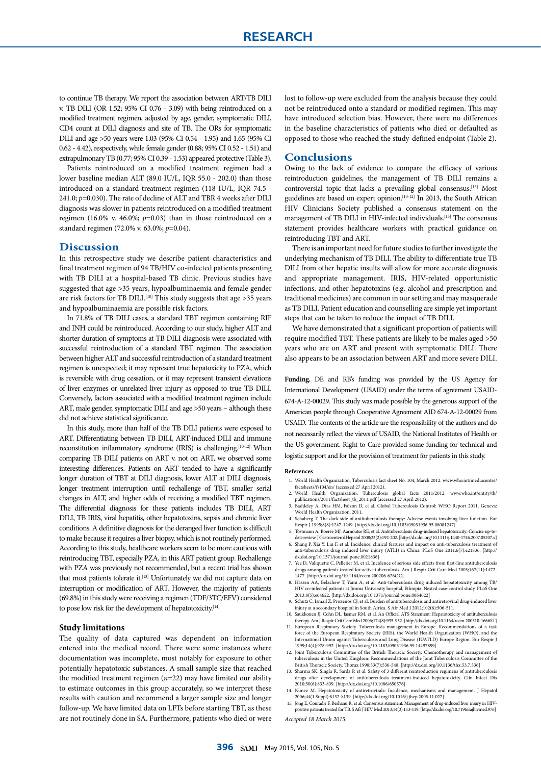to continue TB therapy. We report the association between ART/TB DILI v. TB DILI (OR 1.52; 95% CI 0.76 - 3.09) with being reintroduced on a modified treatment regimen, adjusted by age, gender, symptomatic DILI, CD4 count at DILI diagnosis and site of TB. The ORs for symptomatic DILI and age >50 years were 1.03 (95% CI 0.54 - 1.95) and 1.65 (95% CI 0.62 - 4.42), respectively, while female gender (0.88; 95% CI 0.52 - 1.51) and extrapulmonary TB (0.77; 95% CI 0.39 - 1.53) appeared protective (Table 3).

Patients reintroduced on a modified treatment regimen had a lower baseline median ALT (89.0 IU/L, IQR 55.0 - 202.0) than those introduced on a standard treatment regimen (118 IU/L, IQR 74.5 - 241.0; $p$=0.030). The rate of decline of ALT and TBR 4 weeks after DILI diagnosis was slower in patients reintroduced on a modified treatment regimen (16.0% v. 46.0%; $p$=0.03) than in those reintroduced on a standard regimen (72.0% v. 63.0%; $p$=0.04).

## Discussion

In this retrospective study we describe patient characteristics and final treatment regimen of 94 TB/HIV co-infected patients presenting with TB DILI at a hospital-based TB clinic. Previous studies have suggested that age >35 years, hypoalbuminaemia and female gender are risk factors for TB DILI.[10] This study suggests that age >35 years and hypoalbuminaemia are possible risk factors.

In 71.8% of TB DILI cases, a standard TBT regimen containing RIF and INH could be reintroduced. According to our study, higher ALT and shorter duration of symptoms at TB DILI diagnosis were associated with successful reintroduction of a standard TBT regimen. The association between higher ALT and successful reintroduction of a standard treatment regimen is unexpected; it may represent true hepatoxicity to PZA, which is reversible with drug cessation, or it may represent transient elevations of liver enzymes or unrelated liver injury as opposed to true TB DILI. Conversely, factors associated with a modified treatment regimen include ART, male gender, symptomatic DILI and age >50 years – although these did not achieve statistical significance.

In this study, more than half of the TB DILI patients were exposed to ART. Differentiating between TB DILI, ART-induced DILI and immune reconstitution inflammatory syndrome (IRIS) is challenging.[10-12] When comparing TB DILI patients on ART v. not on ART, we observed some interesting differences. Patients on ART tended to have a significantly longer duration of TBT at DILI diagnosis, lower ALT at DILI diagnosis, longer treatment interruption until rechallenge of TBT, smaller serial changes in ALT, and higher odds of receiving a modified TBT regimen. The differential diagnosis for these patients includes TB DILI, ART DILI, TB IRIS, viral hepatitis, other hepatotoxins, sepsis and chronic liver conditions. A definitive diagnosis for the deranged liver function is difficult to make because it requires a liver biopsy, which is not routinely performed. According to this study, healthcare workers seem to be more cautious with reintroducing TBT, especially PZA, in this ART patient group. Rechallenge with PZA was previously not recommended, but a recent trial has shown that most patients tolerate it.[13] Unfortunately we did not capture data on interruption or modification of ART. However, the majority of patients (69.8%) in this study were receiving a regimen (TDF/3TC/EFV) considered to pose low risk for the development of hepatotoxicity.[14]

### Study limitations

The quality of data captured was dependent on information entered into the medical record. There were some instances where documentation was incomplete, most notably for exposure to other potentially hepatotoxic substances. A small sample size that reached the modified treatment regimen ($n$=22) may have limited our ability to estimate outcomes in this group accurately, so we interpret these results with caution and recommend a larger sample size and longer follow-up. We have limited data on LFTs before starting TBT, as these are not routinely done in SA. Furthermore, patients who died or were lost to follow-up were excluded from the analysis because they could not be reintroduced onto a standard or modified regimen. This may have introduced selection bias. However, there were no differences in the baseline characteristics of patients who died or defaulted as opposed to those who reached the study-defined endpoint (Table 2).

## Conclusions

Owing to the lack of evidence to compare the efficacy of various reintroduction guidelines, the management of TB DILI remains a controversial topic that lacks a prevailing global consensus.[13] Most guidelines are based on expert opinion.[10-12] In 2013, the South African HIV Clinicians Society published a consensus statement on the management of TB DILI in HIV-infected individuals.[15] The consensus statement provides healthcare workers with practical guidance on reintroducing TBT and ART.

There is an important need for future studies to further investigate the underlying mechanism of TB DILI. The ability to differentiate true TB DILI from other hepatic insults will allow for more accurate diagnosis and appropriate management. IRIS, HIV-related opportunistic infections, and other hepatotoxins (e.g. alcohol and prescription and traditional medicines) are common in our setting and may masquerade as TB DILI. Patient education and counselling are simple yet important steps that can be taken to reduce the impact of TB DILI.

We have demonstrated that a significant proportion of patients will require modified TBT. These patients are likely to be males aged >50 years who are on ART and present with symptomatic DILI. There also appears to be an association between ART and more severe DILI.

**Funding.** DE and RB's funding was provided by the US Agency for International Development (USAID) under the terms of agreement USAID-674-A-12-00029. This study was made possible by the generous support of the American people through Cooperative Agreement AID 674-A-12-00029 from USAID. The contents of the article are the responsibility of the authors and do not necessarily reflect the views of USAID, the National Institutes of Health or the US government. Right to Care provided some funding for technical and logistic support and for the provision of treatment for patients in this study.

### References

1. World Health Organization. Tuberculosis fact sheet No. 104, March 2012. www.who.int/mediacentre/factsheets/fs104/en/ (accessed 27 April 2012).
2. World Health Organization. Tuberculosis global facts 2011/2012. www.who.int/entity/tb/publications/2011/factsheet_tb_2011.pdf (accessed 27 April 2012).
3. Baddeley A, Dias HM, Falzon D, et al. Global Tuberculosis Control: WHO Report 2011. Geneva: World Health Organization, 2011.
4. Schaberg T. The dark side of antituberculosis therapy: Adverse events involving liver function. Eur Respir J 1995;8(8):1247-1249. [http://dx.doi.org/10.1183/09031936.95.08081247]
5. Tostmann A, Boeree MJ, Aarnoutse RE, et al. Antituberculosis drug-induced hepatotoxicity: Concise up-to-date review. J Gastroenterol Hepatol 2008;23(2):192-202. [http://dx.doi.org/10.1111/j.1440-1746.2007.05207.x]
6. Shang P, Xia Y, Liu F, et al. Incidence, clinical features and impact on anti-tuberculosis treatment of anti-tuberculosis drug induced liver injury (ATLI) in China. PLoS One 2011;6(7):e21836. [http://dx.doi.org/10.1371/journal.pone.0021836]
7. Yee D, Valiquette C, Pelletier M, et al. Incidence of serious side effects from first-line antituberculosis drugs among patients treated for active tuberculosis. Am J Respir Crit Care Med 2003;167(11):1472-1477. [http://dx.doi.org/10.1164/rccm.200206-626OC]
8. Hassen AA, Belachew T, Yami A, et al. Anti-tuberculosis drug induced hepatotoxicity among TB/HIV co-infected patients at Jimma University hospital, Ethiopia: Nested case-control study. PLoS One 2013;8(5):e64622. [http://dx.doi.org/10.1371/journal.pone.0064622]
9. Schutz C, Ismail Z, Proxenos CJ, et al. Burden of antituberculosis and antiretroviral drug-induced liver injury at a secondary hospital in South Africa. S Afr Med J 2012;102(6):506-511.
10. Saukkonen JJ, Cohn DL, Jasmer RM, et al. An Official ATS Statement: Hepatotoxicity of antituberculosis therapy. Am J Respir Crit Care Med 2006;174(8):935-952. [http://dx.doi.org/10.1164/rccm.200510-1666ST]
11. European Respiratory Society. Tuberculosis management in Europe. Recommendations of a task force of the European Respiratory Society (ERS), the World Health Organization (WHO), and the International Union against Tuberculosis and Lung Disease (IUATLD) Europe Region. Eur Respir J 1999;14(4);978-992. [http://dx.doi.org/10.1183/09031936.99.14497899]
12. Joint Tuberculosis Committee of the British Thoracic Society. Chemotherapy and management of tuberculosis in the United Kingdom: Recommendations of the Joint Tuberculosis Committee of the British Thoracic Society. Thorax 1998;53(7):536-548. [http://dx.doi.org/10.1136/thx.53.7.536]
13. Sharma SK, Singla R, Sarda P, et al. Safety of 3 different reintroduction regimens of antituberculosis drugs after development of antituberculosis treatment-induced hepatotoxicity. Clin Infect Dis 2010;50(6):833-839. [http://dx.doi.org/10.1086/650576]
14. Nunez M. Hepatotoxicity of antiretrovirals: Incidence, mechanisms and management. J Hepatol 2006;44(1 Suppl):S132-S139. [http://dx.doi.org/10.1016/j.jhep.2005.11.027]
15. Jong E, Conradie F, Berhanu R, et al. Consensus statement: Management of drug-induced liver injury in HIV-positive patients treated for TB. S Afr J HIV Med 2013;14(3):113-119. [http://dx.doi.org/10.7196/sajhivmed.976]

*Accepted 18 March 2015.*